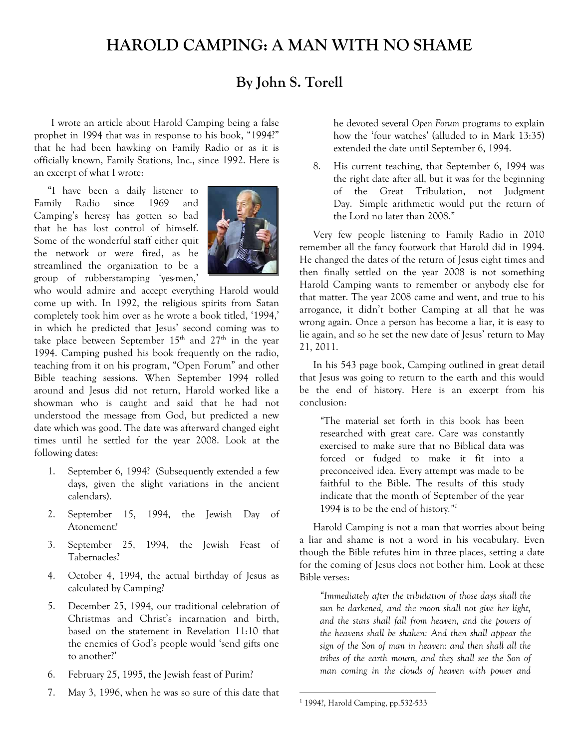# HAROLD CAMPING: A MAN WITH NO SHAME

## By John S. Torell

I wrote an article about Harold Camping being a false prophet in 1994 that was in response to his book, "1994?" that he had been hawking on Family Radio or as it is officially known, Family Stations, Inc., since 1992. Here is an excerpt of what I wrote:

"I have been a daily listener to Family Radio since 1969 and Camping's heresy has gotten so bad that he has lost control of himself. Some of the wonderful staff either quit the network or were fired, as he streamlined the organization to be a group of rubberstamping 'yes-men,' who would admire and accept everything Harold would come up with. In 1992, the religious spirits from Satan completely took him over as he wrote a book titled, '1994,' in which he predicted that Jesus' second coming was to take place between September 15th and 27th in the year 1994. Camping pushed his book frequently on the radio, teaching from it on his program, "Open Forum" and other Bible teaching sessions. When September 1994 rolled around and Jesus did not return, Harold worked like a showman who is caught and said that he had not understood the message from God, but predicted a new date which was good. The date was afterward changed eight times until he settled for the year 2008. Look at the following dates:

1. September 6, 1994? (Subsequently extended a few days, given the slight variations in the ancient calendars).
2. September 15, 1994, the Jewish Day of Atonement?
3. September 25, 1994, the Jewish Feast of Tabernacles?
4. October 4, 1994, the actual birthday of Jesus as calculated by Camping?
5. December 25, 1994, our traditional celebration of Christmas and Christ's incarnation and birth, based on the statement in Revelation 11:10 that the enemies of God's people would 'send gifts one to another?'
6. February 25, 1995, the Jewish feast of Purim?
7. May 3, 1996, when he was so sure of this date that he devoted several *Open Forum* programs to explain how the 'four watches' (alluded to in Mark 13:35) extended the date until September 6, 1994.
8. His current teaching, that September 6, 1994 was the right date after all, but it was for the beginning of the Great Tribulation, not Judgment Day. Simple arithmetic would put the return of the Lord no later than 2008."

Very few people listening to Family Radio in 2010 remember all the fancy footwork that Harold did in 1994. He changed the dates of the return of Jesus eight times and then finally settled on the year 2008 is not something Harold Camping wants to remember or anybody else for that matter. The year 2008 came and went, and true to his arrogance, it didn't bother Camping at all that he was wrong again. Once a person has become a liar, it is easy to lie again, and so he set the new date of Jesus' return to May 21, 2011.

In his 543 page book, Camping outlined in great detail that Jesus was going to return to the earth and this would be the end of history. Here is an excerpt from his conclusion:

> "The material set forth in this book has been researched with great care. Care was constantly exercised to make sure that no Biblical data was forced or fudged to make it fit into a preconceived idea. Every attempt was made to be faithful to the Bible. The results of this study indicate that the month of September of the year 1994 is to be the end of history."[1]

Harold Camping is not a man that worries about being a liar and shame is not a word in his vocabulary. Even though the Bible refutes him in three places, setting a date for the coming of Jesus does not bother him. Look at these Bible verses:

> *"Immediately after the tribulation of those days shall the sun be darkened, and the moon shall not give her light, and the stars shall fall from heaven, and the powers of the heavens shall be shaken: And then shall appear the sign of the Son of man in heaven: and then shall all the tribes of the earth mourn, and they shall see the Son of man coming in the clouds of heaven with power and*

[1] 1994?, Harold Camping, pp.532-533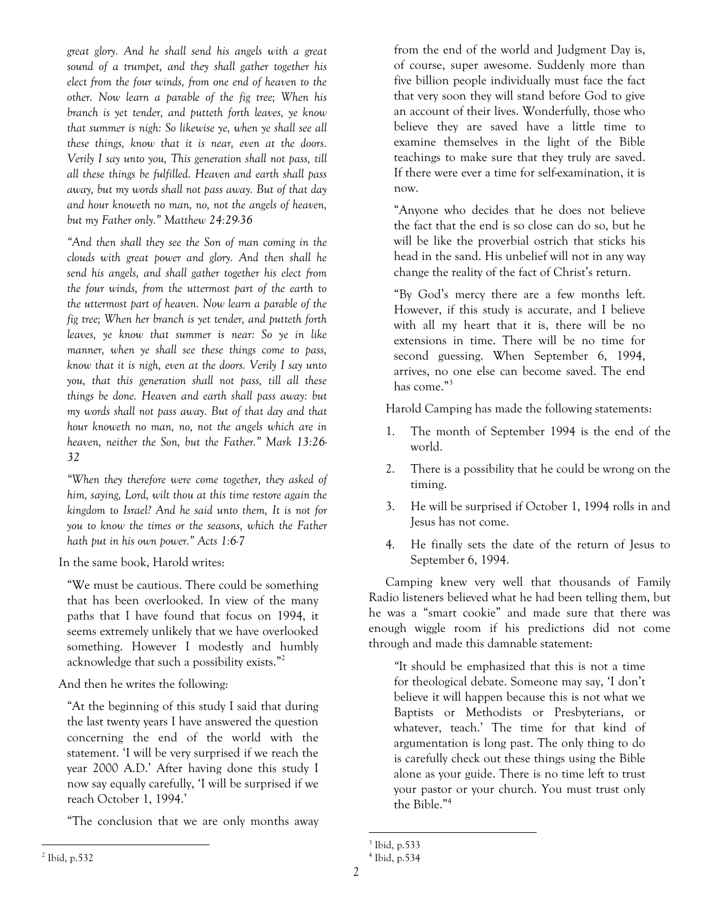*great glory. And he shall send his angels with a great sound of a trumpet, and they shall gather together his elect from the four winds, from one end of heaven to the other. Now learn a parable of the fig tree; When his branch is yet tender, and putteth forth leaves, ye know that summer is nigh: So likewise ye, when ye shall see all these things, know that it is near, even at the doors. Verily I say unto you, This generation shall not pass, till all these things be fulfilled. Heaven and earth shall pass away, but my words shall not pass away. But of that day and hour knoweth no man, no, not the angels of heaven, but my Father only." Matthew 24:29-36*

*"And then shall they see the Son of man coming in the clouds with great power and glory. And then shall he send his angels, and shall gather together his elect from the four winds, from the uttermost part of the earth to the uttermost part of heaven. Now learn a parable of the fig tree; When her branch is yet tender, and putteth forth leaves, ye know that summer is near: So ye in like manner, when ye shall see these things come to pass, know that it is nigh, even at the doors. Verily I say unto you, that this generation shall not pass, till all these things be done. Heaven and earth shall pass away: but my words shall not pass away. But of that day and that hour knoweth no man, no, not the angels which are in heaven, neither the Son, but the Father." Mark 13:26-32*

*"When they therefore were come together, they asked of him, saying, Lord, wilt thou at this time restore again the kingdom to Israel? And he said unto them, It is not for you to know the times or the seasons, which the Father hath put in his own power." Acts 1:6-7*

In the same book, Harold writes:

> "We must be cautious. There could be something that has been overlooked. In view of the many paths that I have found that focus on 1994, it seems extremely unlikely that we have overlooked something. However I modestly and humbly acknowledge that such a possibility exists."[2]

And then he writes the following:

> "At the beginning of this study I said that during the last twenty years I have answered the question concerning the end of the world with the statement. 'I will be very surprised if we reach the year 2000 A.D.' After having done this study I now say equally carefully, 'I will be surprised if we reach October 1, 1994.'
>
> "The conclusion that we are only months away from the end of the world and Judgment Day is, of course, super awesome. Suddenly more than five billion people individually must face the fact that very soon they will stand before God to give an account of their lives. Wonderfully, those who believe they are saved have a little time to examine themselves in the light of the Bible teachings to make sure that they truly are saved. If there were ever a time for self-examination, it is now.
>
> "Anyone who decides that he does not believe the fact that the end is so close can do so, but he will be like the proverbial ostrich that sticks his head in the sand. His unbelief will not in any way change the reality of the fact of Christ's return.
>
> "By God's mercy there are a few months left. However, if this study is accurate, and I believe with all my heart that it is, there will be no extensions in time. There will be no time for second guessing. When September 6, 1994, arrives, no one else can become saved. The end has come."[3]

Harold Camping has made the following statements:

1. The month of September 1994 is the end of the world.
2. There is a possibility that he could be wrong on the timing.
3. He will be surprised if October 1, 1994 rolls in and Jesus has not come.
4. He finally sets the date of the return of Jesus to September 6, 1994.

Camping knew very well that thousands of Family Radio listeners believed what he had been telling them, but he was a "smart cookie" and made sure that there was enough wiggle room if his predictions did not come through and made this damnable statement:

> "It should be emphasized that this is not a time for theological debate. Someone may say, 'I don't believe it will happen because this is not what we Baptists or Methodists or Presbyterians, or whatever, teach.' The time for that kind of argumentation is long past. The only thing to do is carefully check out these things using the Bible alone as your guide. There is no time left to trust your pastor or your church. You must trust only the Bible."[4]

---

[2] Ibid, p.532

[3] Ibid, p.533

[4] Ibid, p.534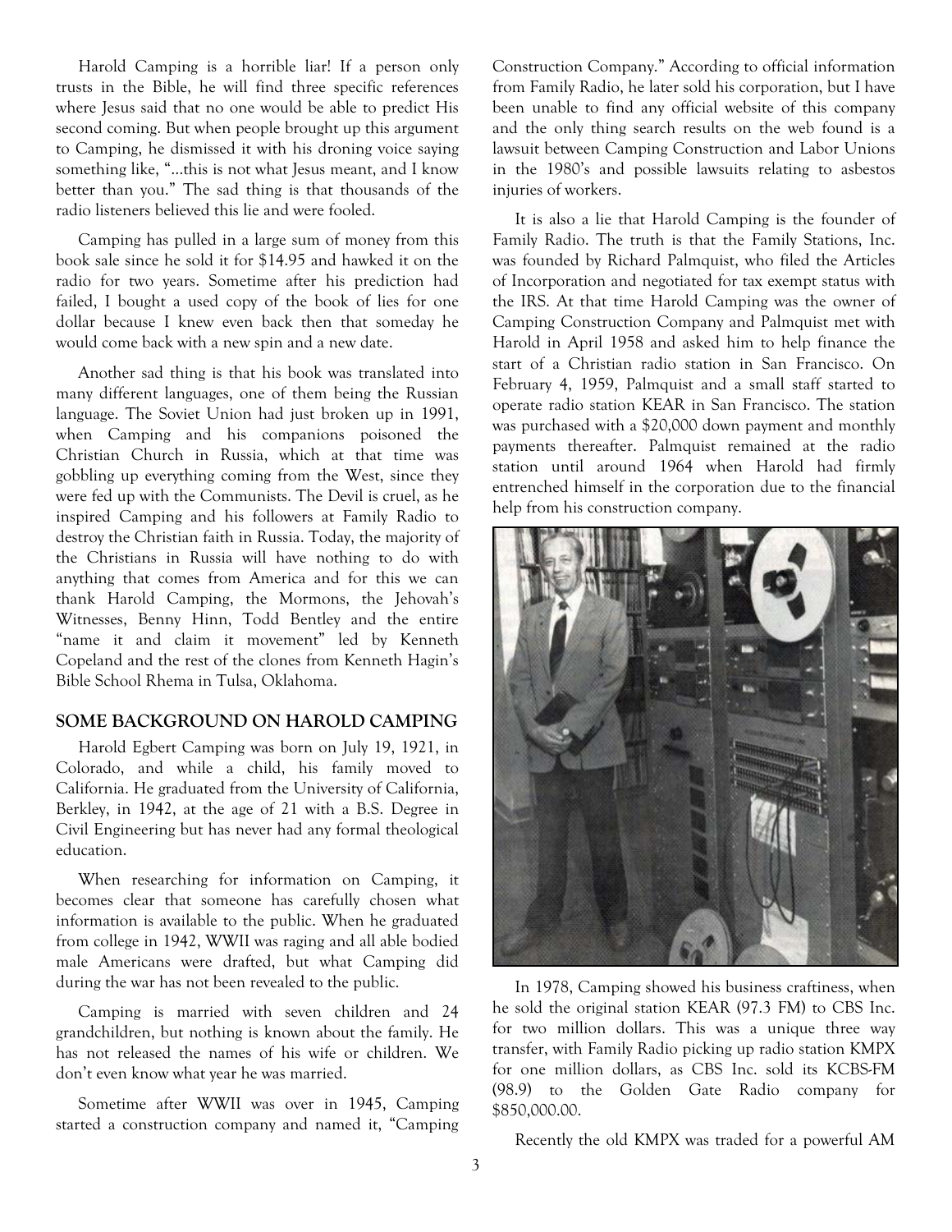Harold Camping is a horrible liar! If a person only trusts in the Bible, he will find three specific references where Jesus said that no one would be able to predict His second coming. But when people brought up this argument to Camping, he dismissed it with his droning voice saying something like, "...this is not what Jesus meant, and I know better than you." The sad thing is that thousands of the radio listeners believed this lie and were fooled.

Camping has pulled in a large sum of money from this book sale since he sold it for $14.95 and hawked it on the radio for two years. Sometime after his prediction had failed, I bought a used copy of the book of lies for one dollar because I knew even back then that someday he would come back with a new spin and a new date.

Another sad thing is that his book was translated into many different languages, one of them being the Russian language. The Soviet Union had just broken up in 1991, when Camping and his companions poisoned the Christian Church in Russia, which at that time was gobbling up everything coming from the West, since they were fed up with the Communists. The Devil is cruel, as he inspired Camping and his followers at Family Radio to destroy the Christian faith in Russia. Today, the majority of the Christians in Russia will have nothing to do with anything that comes from America and for this we can thank Harold Camping, the Mormons, the Jehovah's Witnesses, Benny Hinn, Todd Bentley and the entire "name it and claim it movement" led by Kenneth Copeland and the rest of the clones from Kenneth Hagin's Bible School Rhema in Tulsa, Oklahoma.

## SOME BACKGROUND ON HAROLD CAMPING

Harold Egbert Camping was born on July 19, 1921, in Colorado, and while a child, his family moved to California. He graduated from the University of California, Berkley, in 1942, at the age of 21 with a B.S. Degree in Civil Engineering but has never had any formal theological education.

When researching for information on Camping, it becomes clear that someone has carefully chosen what information is available to the public. When he graduated from college in 1942, WWII was raging and all able bodied male Americans were drafted, but what Camping did during the war has not been revealed to the public.

Camping is married with seven children and 24 grandchildren, but nothing is known about the family. He has not released the names of his wife or children. We don't even know what year he was married.

Sometime after WWII was over in 1945, Camping started a construction company and named it, "Camping Construction Company." According to official information from Family Radio, he later sold his corporation, but I have been unable to find any official website of this company and the only thing search results on the web found is a lawsuit between Camping Construction and Labor Unions in the 1980's and possible lawsuits relating to asbestos injuries of workers.

It is also a lie that Harold Camping is the founder of Family Radio. The truth is that the Family Stations, Inc. was founded by Richard Palmquist, who filed the Articles of Incorporation and negotiated for tax exempt status with the IRS. At that time Harold Camping was the owner of Camping Construction Company and Palmquist met with Harold in April 1958 and asked him to help finance the start of a Christian radio station in San Francisco. On February 4, 1959, Palmquist and a small staff started to operate radio station KEAR in San Francisco. The station was purchased with a $20,000 down payment and monthly payments thereafter. Palmquist remained at the radio station until around 1964 when Harold had firmly entrenched himself in the corporation due to the financial help from his construction company.

In 1978, Camping showed his business craftiness, when he sold the original station KEAR (97.3 FM) to CBS Inc. for two million dollars. This was a unique three way transfer, with Family Radio picking up radio station KMPX for one million dollars, as CBS Inc. sold its KCBS-FM (98.9) to the Golden Gate Radio company for $850,000.00.

Recently the old KMPX was traded for a powerful AM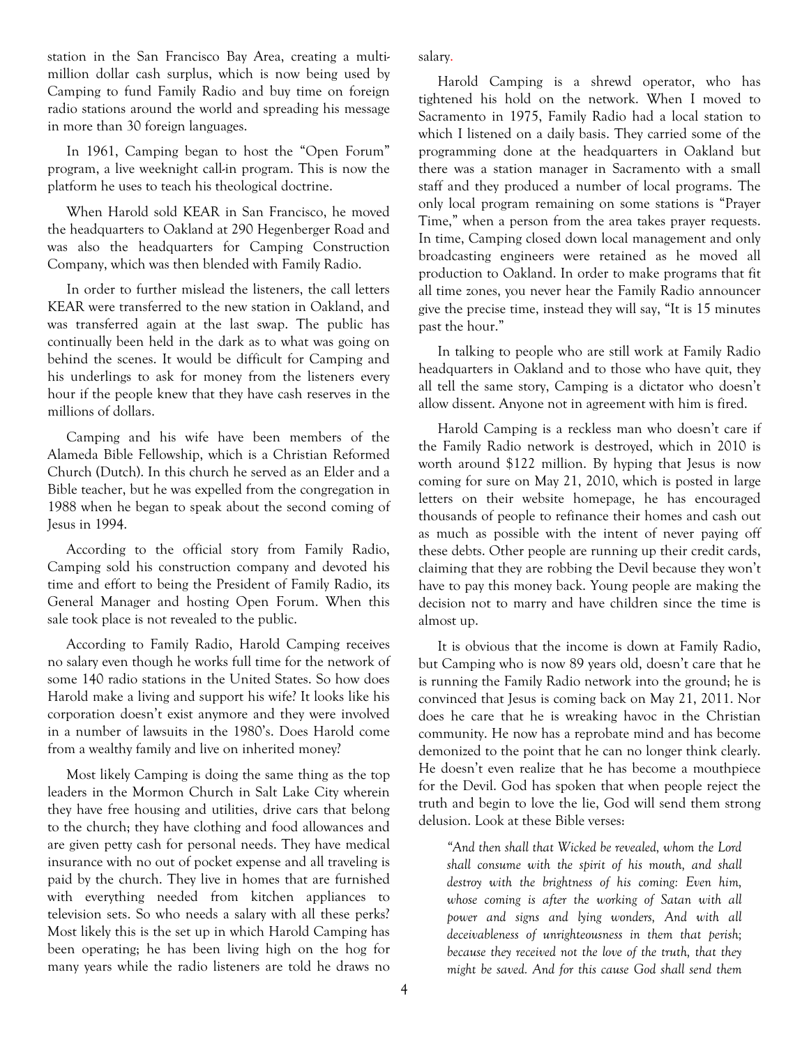station in the San Francisco Bay Area, creating a multi-million dollar cash surplus, which is now being used by Camping to fund Family Radio and buy time on foreign radio stations around the world and spreading his message in more than 30 foreign languages.

In 1961, Camping began to host the "Open Forum" program, a live weeknight call-in program. This is now the platform he uses to teach his theological doctrine.

When Harold sold KEAR in San Francisco, he moved the headquarters to Oakland at 290 Hegenberger Road and was also the headquarters for Camping Construction Company, which was then blended with Family Radio.

In order to further mislead the listeners, the call letters KEAR were transferred to the new station in Oakland, and was transferred again at the last swap. The public has continually been held in the dark as to what was going on behind the scenes. It would be difficult for Camping and his underlings to ask for money from the listeners every hour if the people knew that they have cash reserves in the millions of dollars.

Camping and his wife have been members of the Alameda Bible Fellowship, which is a Christian Reformed Church (Dutch). In this church he served as an Elder and a Bible teacher, but he was expelled from the congregation in 1988 when he began to speak about the second coming of Jesus in 1994.

According to the official story from Family Radio, Camping sold his construction company and devoted his time and effort to being the President of Family Radio, its General Manager and hosting Open Forum. When this sale took place is not revealed to the public.

According to Family Radio, Harold Camping receives no salary even though he works full time for the network of some 140 radio stations in the United States. So how does Harold make a living and support his wife? It looks like his corporation doesn't exist anymore and they were involved in a number of lawsuits in the 1980's. Does Harold come from a wealthy family and live on inherited money?

Most likely Camping is doing the same thing as the top leaders in the Mormon Church in Salt Lake City wherein they have free housing and utilities, drive cars that belong to the church; they have clothing and food allowances and are given petty cash for personal needs. They have medical insurance with no out of pocket expense and all traveling is paid by the church. They live in homes that are furnished with everything needed from kitchen appliances to television sets. So who needs a salary with all these perks? Most likely this is the set up in which Harold Camping has been operating; he has been living high on the hog for many years while the radio listeners are told he draws no salary.

Harold Camping is a shrewd operator, who has tightened his hold on the network. When I moved to Sacramento in 1975, Family Radio had a local station to which I listened on a daily basis. They carried some of the programming done at the headquarters in Oakland but there was a station manager in Sacramento with a small staff and they produced a number of local programs. The only local program remaining on some stations is "Prayer Time," when a person from the area takes prayer requests. In time, Camping closed down local management and only broadcasting engineers were retained as he moved all production to Oakland. In order to make programs that fit all time zones, you never hear the Family Radio announcer give the precise time, instead they will say, "It is 15 minutes past the hour."

In talking to people who are still work at Family Radio headquarters in Oakland and to those who have quit, they all tell the same story, Camping is a dictator who doesn't allow dissent. Anyone not in agreement with him is fired.

Harold Camping is a reckless man who doesn't care if the Family Radio network is destroyed, which in 2010 is worth around $122 million. By hyping that Jesus is now coming for sure on May 21, 2010, which is posted in large letters on their website homepage, he has encouraged thousands of people to refinance their homes and cash out as much as possible with the intent of never paying off these debts. Other people are running up their credit cards, claiming that they are robbing the Devil because they won't have to pay this money back. Young people are making the decision not to marry and have children since the time is almost up.

It is obvious that the income is down at Family Radio, but Camping who is now 89 years old, doesn't care that he is running the Family Radio network into the ground; he is convinced that Jesus is coming back on May 21, 2011. Nor does he care that he is wreaking havoc in the Christian community. He now has a reprobate mind and has become demonized to the point that he can no longer think clearly. He doesn't even realize that he has become a mouthpiece for the Devil. God has spoken that when people reject the truth and begin to love the lie, God will send them strong delusion. Look at these Bible verses:

> *"And then shall that Wicked be revealed, whom the Lord shall consume with the spirit of his mouth, and shall destroy with the brightness of his coming: Even him, whose coming is after the working of Satan with all power and signs and lying wonders, And with all deceivableness of unrighteousness in them that perish; because they received not the love of the truth, that they might be saved. And for this cause God shall send them*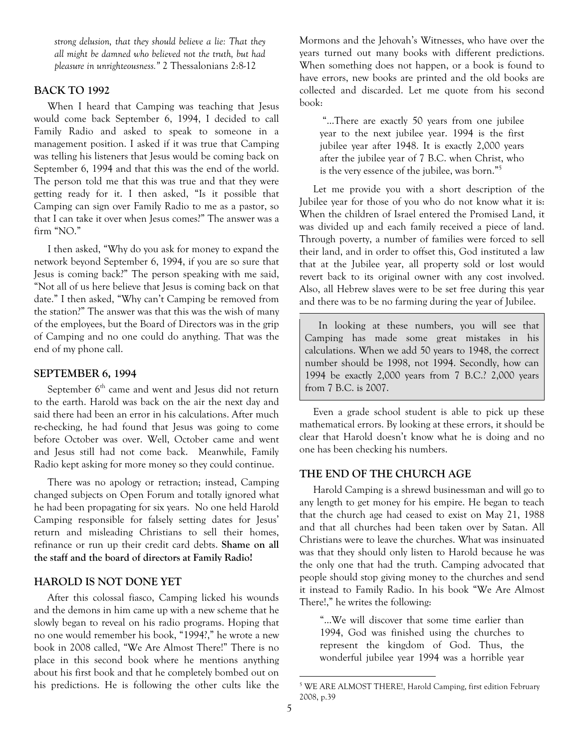*strong delusion, that they should believe a lie: That they all might be damned who believed not the truth, but had pleasure in unrighteousness."* 2 Thessalonians 2:8-12

## BACK TO 1992

When I heard that Camping was teaching that Jesus would come back September 6, 1994, I decided to call Family Radio and asked to speak to someone in a management position. I asked if it was true that Camping was telling his listeners that Jesus would be coming back on September 6, 1994 and that this was the end of the world. The person told me that this was true and that they were getting ready for it. I then asked, "Is it possible that Camping can sign over Family Radio to me as a pastor, so that I can take it over when Jesus comes?" The answer was a firm "NO."

I then asked, "Why do you ask for money to expand the network beyond September 6, 1994, if you are so sure that Jesus is coming back?" The person speaking with me said, "Not all of us here believe that Jesus is coming back on that date." I then asked, "Why can't Camping be removed from the station?" The answer was that this was the wish of many of the employees, but the Board of Directors was in the grip of Camping and no one could do anything. That was the end of my phone call.

## SEPTEMBER 6, 1994

September 6th came and went and Jesus did not return to the earth. Harold was back on the air the next day and said there had been an error in his calculations. After much re-checking, he had found that Jesus was going to come before October was over. Well, October came and went and Jesus still had not come back. Meanwhile, Family Radio kept asking for more money so they could continue.

There was no apology or retraction; instead, Camping changed subjects on Open Forum and totally ignored what he had been propagating for six years. No one held Harold Camping responsible for falsely setting dates for Jesus' return and misleading Christians to sell their homes, refinance or run up their credit card debts. **Shame on all the staff and the board of directors at Family Radio!**

## HAROLD IS NOT DONE YET

After this colossal fiasco, Camping licked his wounds and the demons in him came up with a new scheme that he slowly began to reveal on his radio programs. Hoping that no one would remember his book, "1994?," he wrote a new book in 2008 called, "We Are Almost There!" There is no place in this second book where he mentions anything about his first book and that he completely bombed out on his predictions. He is following the other cults like the Mormons and the Jehovah's Witnesses, who have over the years turned out many books with different predictions. When something does not happen, or a book is found to have errors, new books are printed and the old books are collected and discarded. Let me quote from his second book:

> "...There are exactly 50 years from one jubilee year to the next jubilee year. 1994 is the first jubilee year after 1948. It is exactly 2,000 years after the jubilee year of 7 B.C. when Christ, who is the very essence of the jubilee, was born."[5]

Let me provide you with a short description of the Jubilee year for those of you who do not know what it is: When the children of Israel entered the Promised Land, it was divided up and each family received a piece of land. Through poverty, a number of families were forced to sell their land, and in order to offset this, God instituted a law that at the Jubilee year, all property sold or lost would revert back to its original owner with any cost involved. Also, all Hebrew slaves were to be set free during this year and there was to be no farming during the year of Jubilee.

> In looking at these numbers, you will see that Camping has made some great mistakes in his calculations. When we add 50 years to 1948, the correct number should be 1998, not 1994. Secondly, how can 1994 be exactly 2,000 years from 7 B.C.? 2,000 years from 7 B.C. is 2007.

Even a grade school student is able to pick up these mathematical errors. By looking at these errors, it should be clear that Harold doesn't know what he is doing and no one has been checking his numbers.

## THE END OF THE CHURCH AGE

Harold Camping is a shrewd businessman and will go to any length to get money for his empire. He began to teach that the church age had ceased to exist on May 21, 1988 and that all churches had been taken over by Satan. All Christians were to leave the churches. What was insinuated was that they should only listen to Harold because he was the only one that had the truth. Camping advocated that people should stop giving money to the churches and send it instead to Family Radio. In his book "We Are Almost There!," he writes the following:

> "...We will discover that some time earlier than 1994, God was finished using the churches to represent the kingdom of God. Thus, the wonderful jubilee year 1994 was a horrible year

---

[5] WE ARE ALMOST THERE!, Harold Camping, first edition February 2008, p.39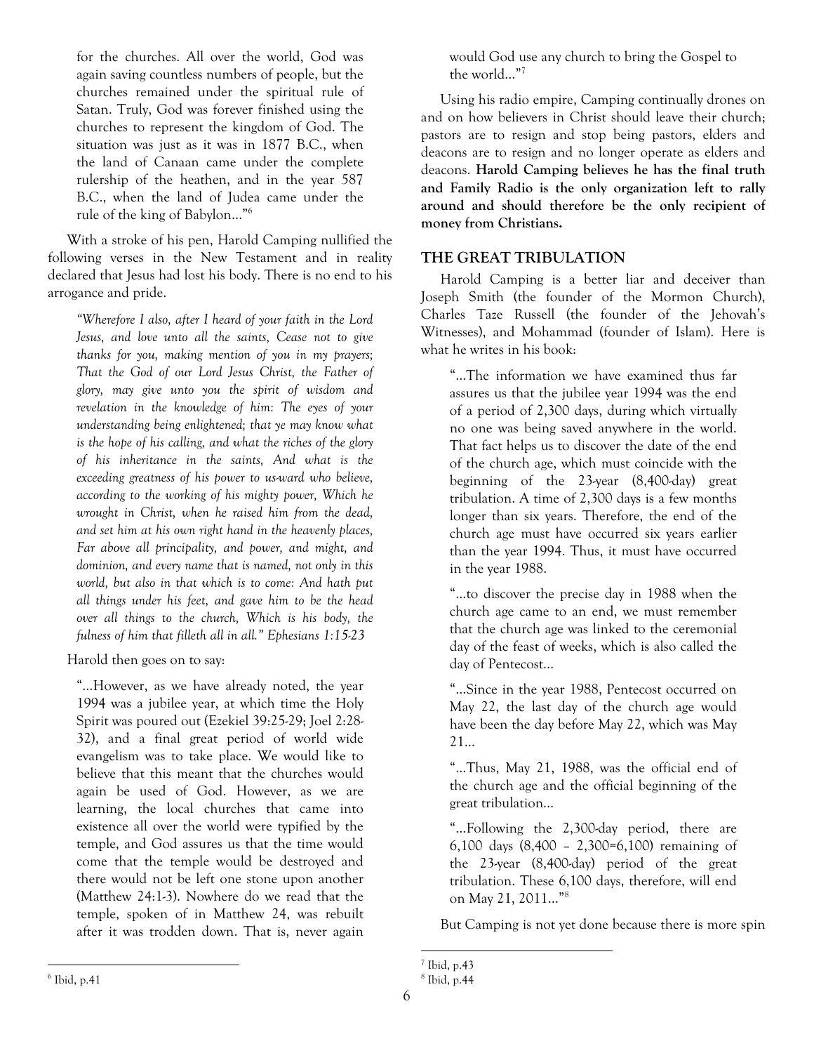for the churches. All over the world, God was again saving countless numbers of people, but the churches remained under the spiritual rule of Satan. Truly, God was forever finished using the churches to represent the kingdom of God. The situation was just as it was in 1877 B.C., when the land of Canaan came under the complete rulership of the heathen, and in the year 587 B.C., when the land of Judea came under the rule of the king of Babylon…"[6]

With a stroke of his pen, Harold Camping nullified the following verses in the New Testament and in reality declared that Jesus had lost his body. There is no end to his arrogance and pride.

> *"Wherefore I also, after I heard of your faith in the Lord Jesus, and love unto all the saints, Cease not to give thanks for you, making mention of you in my prayers; That the God of our Lord Jesus Christ, the Father of glory, may give unto you the spirit of wisdom and revelation in the knowledge of him: The eyes of your understanding being enlightened; that ye may know what is the hope of his calling, and what the riches of the glory of his inheritance in the saints, And what is the exceeding greatness of his power to us-ward who believe, according to the working of his mighty power, Which he wrought in Christ, when he raised him from the dead, and set him at his own right hand in the heavenly places, Far above all principality, and power, and might, and dominion, and every name that is named, not only in this world, but also in that which is to come: And hath put all things under his feet, and gave him to be the head over all things to the church, Which is his body, the fulness of him that filleth all in all." Ephesians 1:15-23*

Harold then goes on to say:

> "…However, as we have already noted, the year 1994 was a jubilee year, at which time the Holy Spirit was poured out (Ezekiel 39:25-29; Joel 2:28-32), and a final great period of world wide evangelism was to take place. We would like to believe that this meant that the churches would again be used of God. However, as we are learning, the local churches that came into existence all over the world were typified by the temple, and God assures us that the time would come that the temple would be destroyed and there would not be left one stone upon another (Matthew 24:1-3). Nowhere do we read that the temple, spoken of in Matthew 24, was rebuilt after it was trodden down. That is, never again would God use any church to bring the Gospel to the world…"[7]

Using his radio empire, Camping continually drones on and on how believers in Christ should leave their church; pastors are to resign and stop being pastors, elders and deacons are to resign and no longer operate as elders and deacons. **Harold Camping believes he has the final truth and Family Radio is the only organization left to rally around and should therefore be the only recipient of money from Christians.**

## THE GREAT TRIBULATION

Harold Camping is a better liar and deceiver than Joseph Smith (the founder of the Mormon Church), Charles Taze Russell (the founder of the Jehovah's Witnesses), and Mohammad (founder of Islam). Here is what he writes in his book:

> "…The information we have examined thus far assures us that the jubilee year 1994 was the end of a period of 2,300 days, during which virtually no one was being saved anywhere in the world. That fact helps us to discover the date of the end of the church age, which must coincide with the beginning of the 23-year (8,400-day) great tribulation. A time of 2,300 days is a few months longer than six years. Therefore, the end of the church age must have occurred six years earlier than the year 1994. Thus, it must have occurred in the year 1988.
>
> "…to discover the precise day in 1988 when the church age came to an end, we must remember that the church age was linked to the ceremonial day of the feast of weeks, which is also called the day of Pentecost…
>
> "…Since in the year 1988, Pentecost occurred on May 22, the last day of the church age would have been the day before May 22, which was May 21…
>
> "…Thus, May 21, 1988, was the official end of the church age and the official beginning of the great tribulation…
>
> "…Following the 2,300-day period, there are 6,100 days (8,400 – 2,300=6,100) remaining of the 23-year (8,400-day) period of the great tribulation. These 6,100 days, therefore, will end on May 21, 2011…"[8]

But Camping is not yet done because there is more spin

---

[6] Ibid, p.41

[7] Ibid, p.43

[8] Ibid, p.44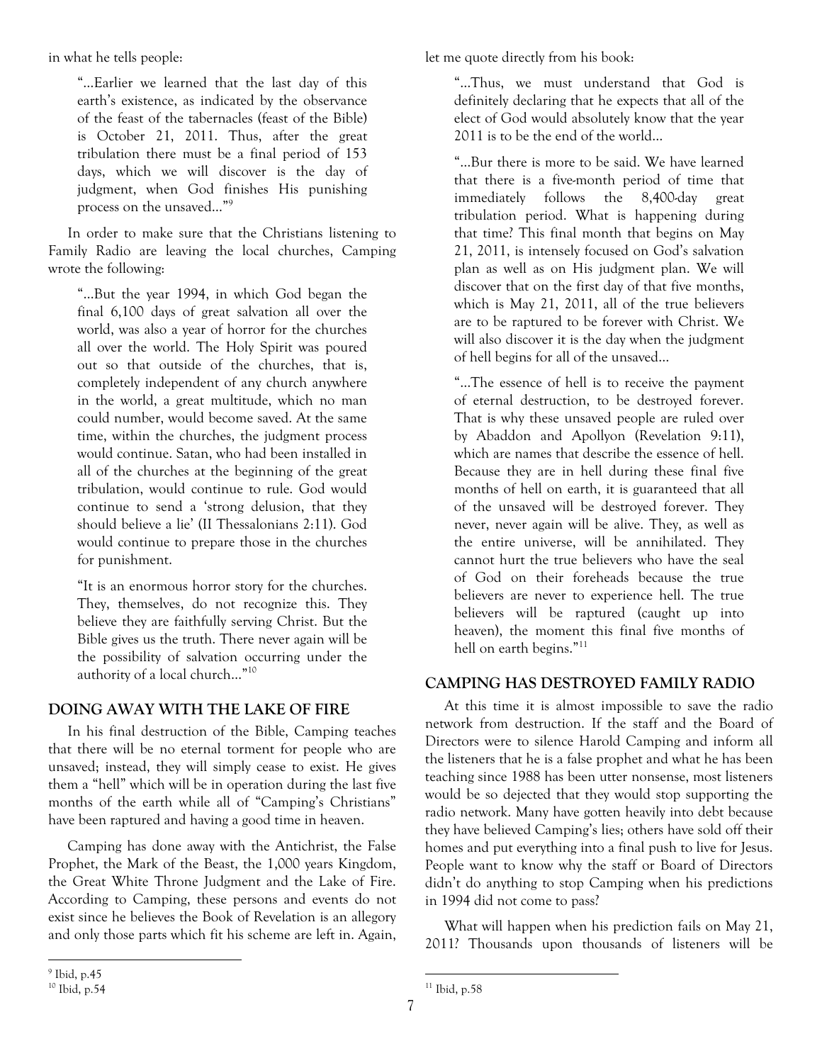in what he tells people:

> "…Earlier we learned that the last day of this earth's existence, as indicated by the observance of the feast of the tabernacles (feast of the Bible) is October 21, 2011. Thus, after the great tribulation there must be a final period of 153 days, which we will discover is the day of judgment, when God finishes His punishing process on the unsaved…"[9]

In order to make sure that the Christians listening to Family Radio are leaving the local churches, Camping wrote the following:

> "…But the year 1994, in which God began the final 6,100 days of great salvation all over the world, was also a year of horror for the churches all over the world. The Holy Spirit was poured out so that outside of the churches, that is, completely independent of any church anywhere in the world, a great multitude, which no man could number, would become saved. At the same time, within the churches, the judgment process would continue. Satan, who had been installed in all of the churches at the beginning of the great tribulation, would continue to rule. God would continue to send a 'strong delusion, that they should believe a lie' (II Thessalonians 2:11). God would continue to prepare those in the churches for punishment.
>
> "It is an enormous horror story for the churches. They, themselves, do not recognize this. They believe they are faithfully serving Christ. But the Bible gives us the truth. There never again will be the possibility of salvation occurring under the authority of a local church…"[10]

## DOING AWAY WITH THE LAKE OF FIRE

In his final destruction of the Bible, Camping teaches that there will be no eternal torment for people who are unsaved; instead, they will simply cease to exist. He gives them a "hell" which will be in operation during the last five months of the earth while all of "Camping's Christians" have been raptured and having a good time in heaven.

Camping has done away with the Antichrist, the False Prophet, the Mark of the Beast, the 1,000 years Kingdom, the Great White Throne Judgment and the Lake of Fire. According to Camping, these persons and events do not exist since he believes the Book of Revelation is an allegory and only those parts which fit his scheme are left in. Again, let me quote directly from his book:

> "…Thus, we must understand that God is definitely declaring that he expects that all of the elect of God would absolutely know that the year 2011 is to be the end of the world…
>
> "…Bur there is more to be said. We have learned that there is a five-month period of time that immediately follows the 8,400-day great tribulation period. What is happening during that time? This final month that begins on May 21, 2011, is intensely focused on God's salvation plan as well as on His judgment plan. We will discover that on the first day of that five months, which is May 21, 2011, all of the true believers are to be raptured to be forever with Christ. We will also discover it is the day when the judgment of hell begins for all of the unsaved…
>
> "…The essence of hell is to receive the payment of eternal destruction, to be destroyed forever. That is why these unsaved people are ruled over by Abaddon and Apollyon (Revelation 9:11), which are names that describe the essence of hell. Because they are in hell during these final five months of hell on earth, it is guaranteed that all of the unsaved will be destroyed forever. They never, never again will be alive. They, as well as the entire universe, will be annihilated. They cannot hurt the true believers who have the seal of God on their foreheads because the true believers are never to experience hell. The true believers will be raptured (caught up into heaven), the moment this final five months of hell on earth begins."[11]

## CAMPING HAS DESTROYED FAMILY RADIO

At this time it is almost impossible to save the radio network from destruction. If the staff and the Board of Directors were to silence Harold Camping and inform all the listeners that he is a false prophet and what he has been teaching since 1988 has been utter nonsense, most listeners would be so dejected that they would stop supporting the radio network. Many have gotten heavily into debt because they have believed Camping's lies; others have sold off their homes and put everything into a final push to live for Jesus. People want to know why the staff or Board of Directors didn't do anything to stop Camping when his predictions in 1994 did not come to pass?

What will happen when his prediction fails on May 21, 2011? Thousands upon thousands of listeners will be

---

[9] Ibid, p.45

[10] Ibid, p.54

[11] Ibid, p.58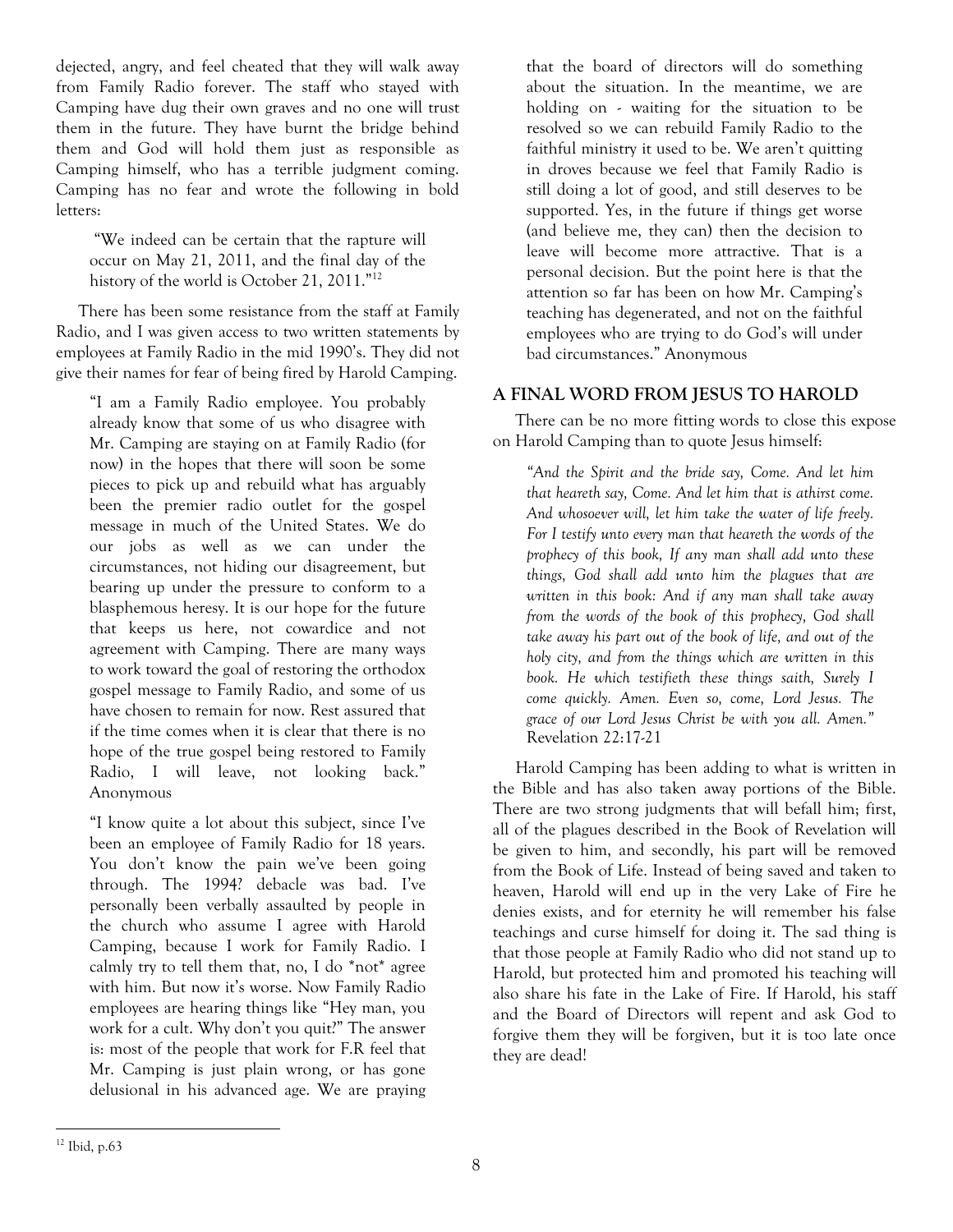dejected, angry, and feel cheated that they will walk away from Family Radio forever. The staff who stayed with Camping have dug their own graves and no one will trust them in the future. They have burnt the bridge behind them and God will hold them just as responsible as Camping himself, who has a terrible judgment coming. Camping has no fear and wrote the following in bold letters:

> "We indeed can be certain that the rapture will occur on May 21, 2011, and the final day of the history of the world is October 21, 2011."[12]

There has been some resistance from the staff at Family Radio, and I was given access to two written statements by employees at Family Radio in the mid 1990's. They did not give their names for fear of being fired by Harold Camping.

> "I am a Family Radio employee. You probably already know that some of us who disagree with Mr. Camping are staying on at Family Radio (for now) in the hopes that there will soon be some pieces to pick up and rebuild what has arguably been the premier radio outlet for the gospel message in much of the United States. We do our jobs as well as we can under the circumstances, not hiding our disagreement, but bearing up under the pressure to conform to a blasphemous heresy. It is our hope for the future that keeps us here, not cowardice and not agreement with Camping. There are many ways to work toward the goal of restoring the orthodox gospel message to Family Radio, and some of us have chosen to remain for now. Rest assured that if the time comes when it is clear that there is no hope of the true gospel being restored to Family Radio, I will leave, not looking back." Anonymous

> "I know quite a lot about this subject, since I've been an employee of Family Radio for 18 years. You don't know the pain we've been going through. The 1994? debacle was bad. I've personally been verbally assaulted by people in the church who assume I agree with Harold Camping, because I work for Family Radio. I calmly try to tell them that, no, I do *not* agree with him. But now it's worse. Now Family Radio employees are hearing things like "Hey man, you work for a cult. Why don't you quit?" The answer is: most of the people that work for F.R feel that Mr. Camping is just plain wrong, or has gone delusional in his advanced age. We are praying that the board of directors will do something about the situation. In the meantime, we are holding on - waiting for the situation to be resolved so we can rebuild Family Radio to the faithful ministry it used to be. We aren't quitting in droves because we feel that Family Radio is still doing a lot of good, and still deserves to be supported. Yes, in the future if things get worse (and believe me, they can) then the decision to leave will become more attractive. That is a personal decision. But the point here is that the attention so far has been on how Mr. Camping's teaching has degenerated, and not on the faithful employees who are trying to do God's will under bad circumstances." Anonymous

## A FINAL WORD FROM JESUS TO HAROLD

There can be no more fitting words to close this expose on Harold Camping than to quote Jesus himself:

> *"And the Spirit and the bride say, Come. And let him that heareth say, Come. And let him that is athirst come. And whosoever will, let him take the water of life freely. For I testify unto every man that heareth the words of the prophecy of this book, If any man shall add unto these things, God shall add unto him the plagues that are written in this book: And if any man shall take away from the words of the book of this prophecy, God shall take away his part out of the book of life, and out of the holy city, and from the things which are written in this book. He which testifieth these things saith, Surely I come quickly. Amen. Even so, come, Lord Jesus. The grace of our Lord Jesus Christ be with you all. Amen."* Revelation 22:17-21

Harold Camping has been adding to what is written in the Bible and has also taken away portions of the Bible. There are two strong judgments that will befall him; first, all of the plagues described in the Book of Revelation will be given to him, and secondly, his part will be removed from the Book of Life. Instead of being saved and taken to heaven, Harold will end up in the very Lake of Fire he denies exists, and for eternity he will remember his false teachings and curse himself for doing it. The sad thing is that those people at Family Radio who did not stand up to Harold, but protected him and promoted his teaching will also share his fate in the Lake of Fire. If Harold, his staff and the Board of Directors will repent and ask God to forgive them they will be forgiven, but it is too late once they are dead!

---

[12] Ibid, p.63